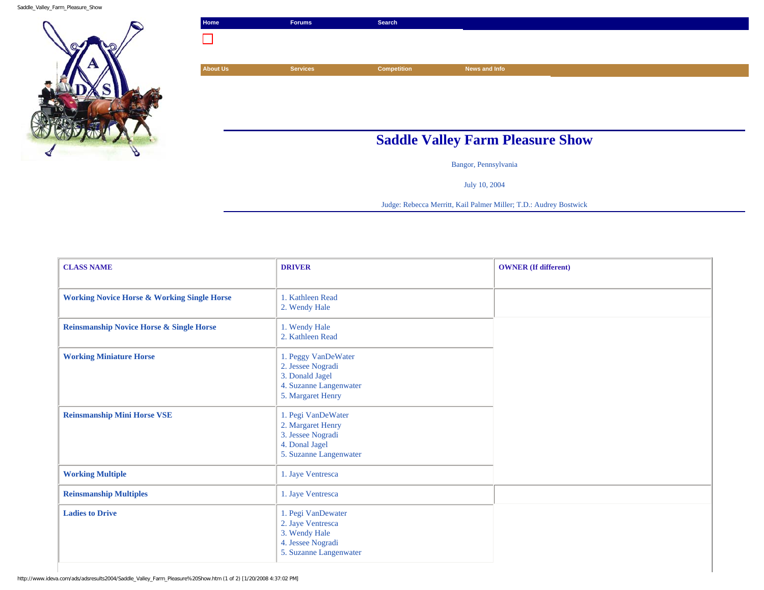Home | Forums | Search

About Us | Services | Competition | News and Info

# Saddle Valley Farm Pleasure Show

Bangor, Pennsylvania

July 10, 2004

Judge: Rebecca Merritt, Kail Palmer Miller; T.D.: Audrey Bostwick

| CLASS NAME | DRIVER | OWNER (If different) |
|---|---|---|
| Working Novice Horse & Working Single Horse | 1. Kathleen Read<br>2. Wendy Hale | |
| Reinsmanship Novice Horse & Single Horse | 1. Wendy Hale<br>2. Kathleen Read | |
| Working Miniature Horse | 1. Peggy VanDeWater<br>2. Jessee Nogradi<br>3. Donald Jagel<br>4. Suzanne Langenwater<br>5. Margaret Henry | |
| Reinsmanship Mini Horse VSE | 1. Pegi VanDeWater<br>2. Margaret Henry<br>3. Jessee Nogradi<br>4. Donal Jagel<br>5. Suzanne Langenwater | |
| Working Multiple | 1. Jaye Ventresca | |
| Reinsmanship Multiples | 1. Jaye Ventresca | |
| Ladies to Drive | 1. Pegi VanDewater<br>2. Jaye Ventresca<br>3. Wendy Hale<br>4. Jessee Nogradi<br>5. Suzanne Langenwater | |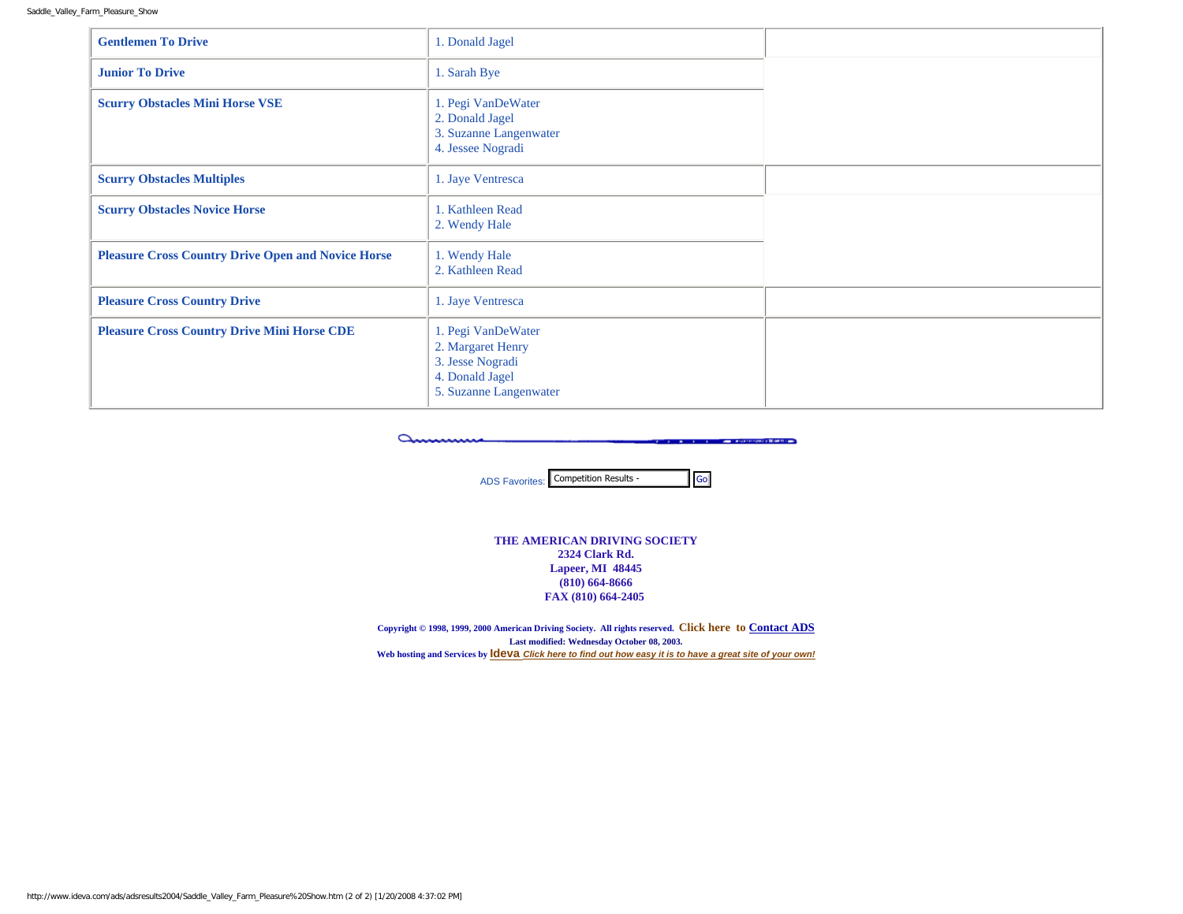| | | |
|---|---|---|
| **Gentlemen To Drive** | 1. Donald Jagel | |
| **Junior To Drive** | 1. Sarah Bye | |
| **Scurry Obstacles Mini Horse VSE** | 1. Pegi VanDeWater<br>2. Donald Jagel<br>3. Suzanne Langenwater<br>4. Jessee Nogradi | |
| **Scurry Obstacles Multiples** | 1. Jaye Ventresca | |
| **Scurry Obstacles Novice Horse** | 1. Kathleen Read<br>2. Wendy Hale | |
| **Pleasure Cross Country Drive Open and Novice Horse** | 1. Wendy Hale<br>2. Kathleen Read | |
| **Pleasure Cross Country Drive** | 1. Jaye Ventresca | |
| **Pleasure Cross Country Drive Mini Horse CDE** | 1. Pegi VanDeWater<br>2. Margaret Henry<br>3. Jesse Nogradi<br>4. Donald Jagel<br>5. Suzanne Langenwater | |

ADS Favorites: Competition Results - Go

**THE AMERICAN DRIVING SOCIETY**
**2324 Clark Rd.**
**Lapeer, MI 48445**
**(810) 664-8666**
**FAX (810) 664-2405**

**Copyright © 1998, 1999, 2000 American Driving Society. All rights reserved.** **Click here to Contact ADS**
**Last modified: Wednesday October 08, 2003.**
**Web hosting and Services by Ideva** ***Click here to find out how easy it is to have a great site of your own!***